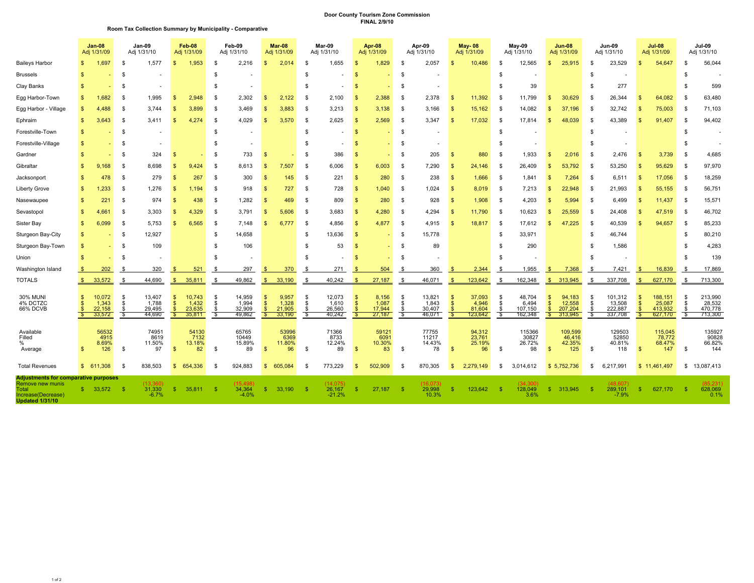# Door County Tourism Zone Commission
## FINAL 2/9/10

**Room Tax Collection Summary by Municipality - Comparative**

| | Jan-08 Adj 1/31/09 | Jan-09 Adj 1/31/10 | Feb-08 Adj 1/31/09 | Feb-09 Adj 1/31/10 | Mar-08 Adj 1/31/09 | Mar-09 Adj 1/31/10 | Apr-08 Adj 1/31/09 | Apr-09 Adj 1/31/10 | May- 08 Adj 1/31/09 | May-09 Adj 1/31/10 | Jun-08 Adj 1/31/09 | Jun-09 Adj 1/31/10 | Jul-08 Adj 1/31/09 | Jul-09 Adj 1/31/10 |
|---|---|---|---|---|---|---|---|---|---|---|---|---|---|---|
| Baileys Harbor | $ 1,697 | $ 1,577 | $ 1,953 | $ 2,216 | $ 2,014 | $ 1,655 | $ 1,829 | $ 2,057 | $ 10,486 | $ 12,565 | $ 25,915 | $ 23,529 | $ 54,647 | $ 56,044 |
| Brussels | $ - | $ - | | $ - | | $ - | $ - | $ - | | $ - | | $ - | | $ - |
| Clay Banks | $ - | $ - | | $ - | | $ - | $ - | $ - | | $ 39 | | $ 277 | | $ 599 |
| Egg Harbor-Town | $ 1,682 | $ 1,995 | $ 2,948 | $ 2,302 | $ 2,122 | $ 2,100 | $ 2,388 | $ 2,378 | $ 11,392 | $ 11,799 | $ 30,629 | $ 26,344 | $ 64,082 | $ 63,480 |
| Egg Harbor - Village | $ 4,488 | $ 3,744 | $ 3,899 | $ 3,469 | $ 3,883 | $ 3,213 | $ 3,138 | $ 3,166 | $ 15,162 | $ 14,082 | $ 37,196 | $ 32,742 | $ 75,003 | $ 71,103 |
| Ephraim | $ 3,643 | $ 3,411 | $ 4,274 | $ 4,029 | $ 3,570 | $ 2,625 | $ 2,569 | $ 3,347 | $ 17,032 | $ 17,814 | $ 48,039 | $ 43,389 | $ 91,407 | $ 94,402 |
| Forestville-Town | $ - | $ - | | $ - | | $ - | $ - | $ - | | $ - | | $ - | | $ - |
| Forestville-Village | $ - | $ - | | $ - | | $ - | $ - | $ - | | $ - | | $ - | | $ - |
| Gardner | $ - | $ 324 | $ - | $ 733 | $ - | $ 386 | $ - | $ 205 | $ 880 | $ 1,933 | $ 2,016 | $ 2,476 | $ 3,739 | $ 4,685 |
| Gibraltar | $ 9,168 | $ 8,698 | $ 9,424 | $ 8,613 | $ 7,507 | $ 6,006 | $ 6,003 | $ 7,290 | $ 24,146 | $ 26,409 | $ 53,792 | $ 53,250 | $ 95,629 | $ 97,970 |
| Jacksonport | $ 478 | $ 279 | $ 267 | $ 300 | $ 145 | $ 221 | $ 280 | $ 238 | $ 1,666 | $ 1,841 | $ 7,264 | $ 6,511 | $ 17,056 | $ 18,259 |
| Liberty Grove | $ 1,233 | $ 1,276 | $ 1,194 | $ 918 | $ 727 | $ 728 | $ 1,040 | $ 1,024 | $ 8,019 | $ 7,213 | $ 22,948 | $ 21,993 | $ 55,155 | $ 56,751 |
| Nasewaupee | $ 221 | $ 974 | $ 438 | $ 1,282 | $ 469 | $ 809 | $ 280 | $ 928 | $ 1,908 | $ 4,203 | $ 5,994 | $ 6,499 | $ 11,437 | $ 15,571 |
| Sevastopol | $ 4,661 | $ 3,303 | $ 4,329 | $ 3,791 | $ 5,606 | $ 3,683 | $ 4,280 | $ 4,294 | $ 11,790 | $ 10,623 | $ 25,559 | $ 24,408 | $ 47,519 | $ 46,702 |
| Sister Bay | $ 6,099 | $ 5,753 | $ 6,565 | $ 7,148 | $ 6,777 | $ 4,856 | $ 4,877 | $ 4,915 | $ 18,817 | $ 17,612 | $ 47,225 | $ 40,539 | $ 94,657 | $ 85,233 |
| Sturgeon Bay-City | $ - | $ 12,927 | | $ 14,658 | | $ 13,636 | $ - | $ 15,778 | | $ 33,971 | | $ 46,744 | | $ 80,210 |
| Sturgeon Bay-Town | $ - | $ 109 | | $ 106 | | $ 53 | $ - | $ 89 | | $ 290 | | $ 1,586 | | $ 4,283 |
| Union | $ - | $ - | | $ - | | $ - | $ - | $ - | | $ - | | $ - | | $ 139 |
| Washington Island | $ 202 | $ 320 | $ 521 | $ 297 | $ 370 | $ 271 | $ 504 | $ 360 | $ 2,344 | $ 1,955 | $ 7,368 | $ 7,421 | $ 16,839 | $ 17,869 |
| TOTALS | $ 33,572 | $ 44,690 | $ 35,811 | $ 49,862 | $ 33,190 | $ 40,242 | $ 27,187 | $ 46,071 | $ 123,642 | $ 162,348 | $ 313,945 | $ 337,708 | $ 627,170 | $ 713,300 |
| 30% MUNI | $ 10,072 | $ 13,407 | $ 10,743 | $ 14,959 | $ 9,957 | $ 12,073 | $ 8,156 | $ 13,821 | $ 37,093 | $ 48,704 | $ 94,183 | $ 101,312 | $ 188,151 | $ 213,990 |
| 4% DCTZC | $ 1,343 | $ 1,788 | $ 1,432 | $ 1,994 | $ 1,328 | $ 1,610 | $ 1,087 | $ 1,843 | $ 4,946 | $ 6,494 | $ 12,558 | $ 13,508 | $ 25,087 | $ 28,532 |
| 66% DCVB | $ 22,158 | $ 29,495 | $ 23,635 | $ 32,909 | $ 21,905 | $ 26,560 | $ 17,944 | $ 30,407 | $ 81,604 | $ 107,150 | $ 207,204 | $ 222,887 | $ 413,932 | $ 470,778 |
| | $ 33,572 | $ 44,690 | $ 35,811 | $ 49,862 | $ 33,190 | $ 40,242 | $ 27,187 | $ 46,071 | $ 123,642 | $ 162,348 | $ 313,945 | $ 337,708 | $ 627,170 | $ 713,300 |
| Available | 56532 | 74951 | 54130 | 65765 | 53996 | 71366 | 59121 | 77755 | 94,312 | 115366 | 109,599 | 129503 | 115,045 | 135927 |
| Filled | 4915 | 8619 | 7132 | 10449 | 6369 | 8733 | 6091 | 11217 | 23,761 | 30827 | 46,416 | 52850 | 78,772 | 90828 |
| % | 8.69% | 11.50% | 13.18% | 15.89% | 11.80% | 12.24% | 10.30% | 14.43% | 25.19% | 26.72% | 42.35% | 40.81% | 68.47% | 66.82% |
| Average | $ 126 | $ 97 | $ 82 | $ 89 | $ 96 | $ 89 | $ 83 | $ 78 | $ 96 | $ 98 | $ 125 | $ 118 | $ 147 | $ 144 |
| Total Revenues | $ 611,308 | $ 838,503 | $ 654,336 | $ 924,883 | $ 605,084 | $ 773,229 | $ 502,909 | $ 870,305 | $ 2,279,149 | $ 3,014,612 | $ 5,752,736 | $ 6,217,991 | $ 11,461,497 | $ 13,087,413 |
| **Adjustments for comparative purposes** | | | | | | | | | | | | | | |
| Remove new munis | | (13,360) | | (15,498) | | (14,075) | | (16,073) | | (34,300) | | (48,607) | | (85,231) |
| Total | $ 33,572 | $ 31,330 | $ 35,811 | $ 34,364 | $ 33,190 | $ 26,167 | $ 27,187 | $ 29,998 | $ 123,642 | $ 128,049 | $ 313,945 | $ 289,101 | $ 627,170 | $ 628,069 |
| Increase(Decrease) | | -6.7% | | -4.0% | | -21.2% | | 10.3% | | 3.6% | | -7.9% | | 0.1% |
| **Updated 1/31/10** | | | | | | | | | | | | | | |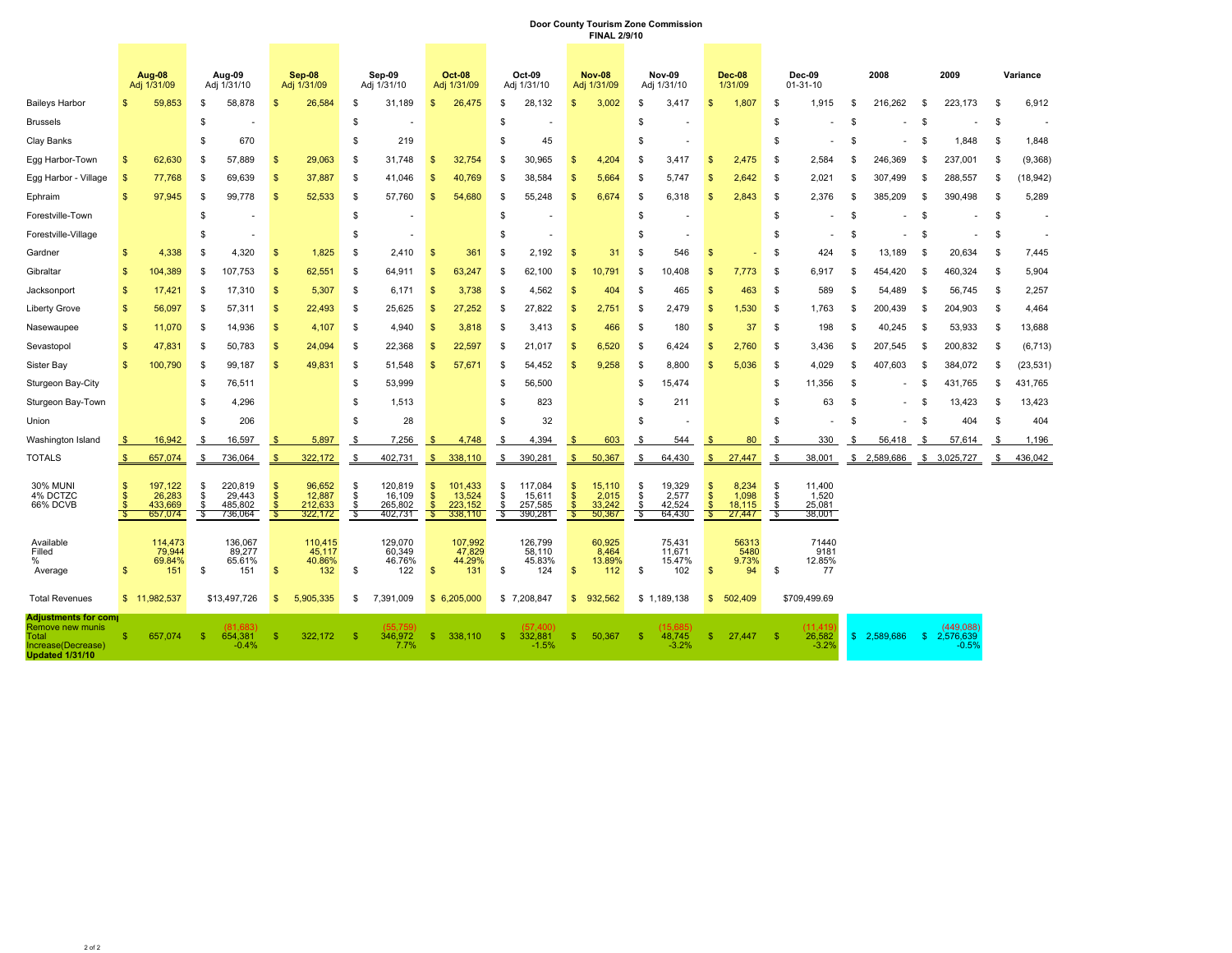**Door County Tourism Zone Commission**
**FINAL 2/9/10**

| | Aug-08 Adj 1/31/09 | Aug-09 Adj 1/31/10 | Sep-08 Adj 1/31/09 | Sep-09 Adj 1/31/10 | Oct-08 Adj 1/31/09 | Oct-09 Adj 1/31/10 | Nov-08 Adj 1/31/09 | Nov-09 Adj 1/31/10 | Dec-08 1/31/09 | Dec-09 01-31-10 | 2008 | 2009 | Variance |
|---|---|---|---|---|---|---|---|---|---|---|---|---|---|
| Baileys Harbor | $ 59,853 | $ 58,878 | $ 26,584 | $ 31,189 | $ 26,475 | $ 28,132 | $ 3,002 | $ 3,417 | $ 1,807 | $ 1,915 | $ 216,262 | $ 223,173 | $ 6,912 |
| Brussels | | $ - | | $ - | | $ - | | $ - | | $ - | $ - | $ - | $ - |
| Clay Banks | | $ 670 | | $ 219 | | $ 45 | | $ - | | $ - | $ - | $ 1,848 | $ 1,848 |
| Egg Harbor-Town | $ 62,630 | $ 57,889 | $ 29,063 | $ 31,748 | $ 32,754 | $ 30,965 | $ 4,204 | $ 3,417 | $ 2,475 | $ 2,584 | $ 246,369 | $ 237,001 | $ (9,368) |
| Egg Harbor - Village | $ 77,768 | $ 69,639 | $ 37,887 | $ 41,046 | $ 40,769 | $ 38,584 | $ 5,664 | $ 5,747 | $ 2,642 | $ 2,021 | $ 307,499 | $ 288,557 | $ (18,942) |
| Ephraim | $ 97,945 | $ 99,778 | $ 52,533 | $ 57,760 | $ 54,680 | $ 55,248 | $ 6,674 | $ 6,318 | $ 2,843 | $ 2,376 | $ 385,209 | $ 390,498 | $ 5,289 |
| Forestville-Town | | $ - | | $ - | | $ - | | $ - | | $ - | $ - | $ - | $ - |
| Forestville-Village | | $ - | | $ - | | $ - | | $ - | | $ - | $ - | $ - | $ - |
| Gardner | $ 4,338 | $ 4,320 | $ 1,825 | $ 2,410 | $ 361 | $ 2,192 | $ 31 | $ 546 | $ - | $ 424 | $ 13,189 | $ 20,634 | $ 7,445 |
| Gibraltar | $ 104,389 | $ 107,753 | $ 62,551 | $ 64,911 | $ 63,247 | $ 62,100 | $ 10,791 | $ 10,408 | $ 7,773 | $ 6,917 | $ 454,420 | $ 460,324 | $ 5,904 |
| Jacksonport | $ 17,421 | $ 17,310 | $ 5,307 | $ 6,171 | $ 3,738 | $ 4,562 | $ 404 | $ 465 | $ 463 | $ 589 | $ 54,489 | $ 56,745 | $ 2,257 |
| Liberty Grove | $ 56,097 | $ 57,311 | $ 22,493 | $ 25,625 | $ 27,252 | $ 27,822 | $ 2,751 | $ 2,479 | $ 1,530 | $ 1,763 | $ 200,439 | $ 204,903 | $ 4,464 |
| Nasewaupee | $ 11,070 | $ 14,936 | $ 4,107 | $ 4,940 | $ 3,818 | $ 3,413 | $ 466 | $ 180 | $ 37 | $ 198 | $ 40,245 | $ 53,933 | $ 13,688 |
| Sevastopol | $ 47,831 | $ 50,783 | $ 24,094 | $ 22,368 | $ 22,597 | $ 21,017 | $ 6,520 | $ 6,424 | $ 2,760 | $ 3,436 | $ 207,545 | $ 200,832 | $ (6,713) |
| Sister Bay | $ 100,790 | $ 99,187 | $ 49,831 | $ 51,548 | $ 57,671 | $ 54,452 | $ 9,258 | $ 8,800 | $ 5,036 | $ 4,029 | $ 407,603 | $ 384,072 | $ (23,531) |
| Sturgeon Bay-City | | $ 76,511 | | $ 53,999 | | $ 56,500 | | $ 15,474 | | $ 11,356 | $ - | $ 431,765 | $ 431,765 |
| Sturgeon Bay-Town | | $ 4,296 | | $ 1,513 | | $ 823 | | $ 211 | | $ 63 | $ - | $ 13,423 | $ 13,423 |
| Union | | $ 206 | | $ 28 | | $ 32 | | $ - | | $ - | $ - | $ 404 | $ 404 |
| Washington Island | $ 16,942 | $ 16,597 | $ 5,897 | $ 7,256 | $ 4,748 | $ 4,394 | $ 603 | $ 544 | $ 80 | $ 330 | $ 56,418 | $ 57,614 | $ 1,196 |
| TOTALS | $ 657,074 | $ 736,064 | $ 322,172 | $ 402,731 | $ 338,110 | $ 390,281 | $ 50,367 | $ 64,430 | $ 27,447 | $ 38,001 | $ 2,589,686 | $ 3,025,727 | $ 436,042 |
| 30% MUNI | $ 197,122 | $ 220,819 | $ 96,652 | $ 120,819 | $ 101,433 | $ 117,084 | $ 15,110 | $ 19,329 | $ 8,234 | $ 11,400 | | | |
| 4% DCTZC | $ 26,283 | $ 29,443 | $ 12,887 | $ 16,109 | $ 13,524 | $ 15,611 | $ 2,015 | $ 2,577 | $ 1,098 | $ 1,520 | | | |
| 66% DCVB | $ 433,669 | $ 485,802 | $ 212,633 | $ 265,802 | $ 223,152 | $ 257,585 | $ 33,242 | $ 42,524 | $ 18,115 | $ 25,081 | | | |
| | $ 657,074 | $ 736,064 | $ 322,172 | $ 402,731 | $ 338,110 | $ 390,281 | $ 50,367 | $ 64,430 | $ 27,447 | $ 38,001 | | | |
| Available | 114,473 | 136,067 | 110,415 | 129,070 | 107,992 | 126,799 | 60,925 | 75,431 | 56313 | 71440 | | | |
| Filled | 79,944 | 89,277 | 45,117 | 60,349 | 47,829 | 58,110 | 8,464 | 11,671 | 5480 | 9181 | | | |
| % | 69.84% | 65.61% | 40.86% | 46.76% | 44.29% | 45.83% | 13.89% | 15.47% | 9.73% | 12.85% | | | |
| Average | $ 151 | $ 151 | $ 132 | $ 122 | $ 131 | $ 124 | $ 112 | $ 102 | $ 94 | $ 77 | | | |
| Total Revenues | $ 11,982,537 | $13,497,726 | $ 5,905,335 | $ 7,391,009 | $ 6,205,000 | $ 7,208,847 | $ 932,562 | $ 1,189,138 | $ 502,409 | $709,499.69 | | | |
| **Adjustments for comp** | | | | | | | | | | | | | |
| Remove new munis | | (81,683) | | (55,759) | | (57,400) | | (15,685) | | (11,419) | | (449,088) | |
| Total | $ 657,074 | $ 654,381 | $ 322,172 | $ 346,972 | $ 338,110 | $ 332,881 | $ 50,367 | $ 48,745 | $ 27,447 | $ 26,582 | $ 2,589,686 | $ 2,576,639 | |
| Increase(Decrease) | | -0.4% | | 7.7% | | -1.5% | | -3.2% | | -3.2% | | -0.5% | |
| **Updated 1/31/10** | | | | | | | | | | | | | |